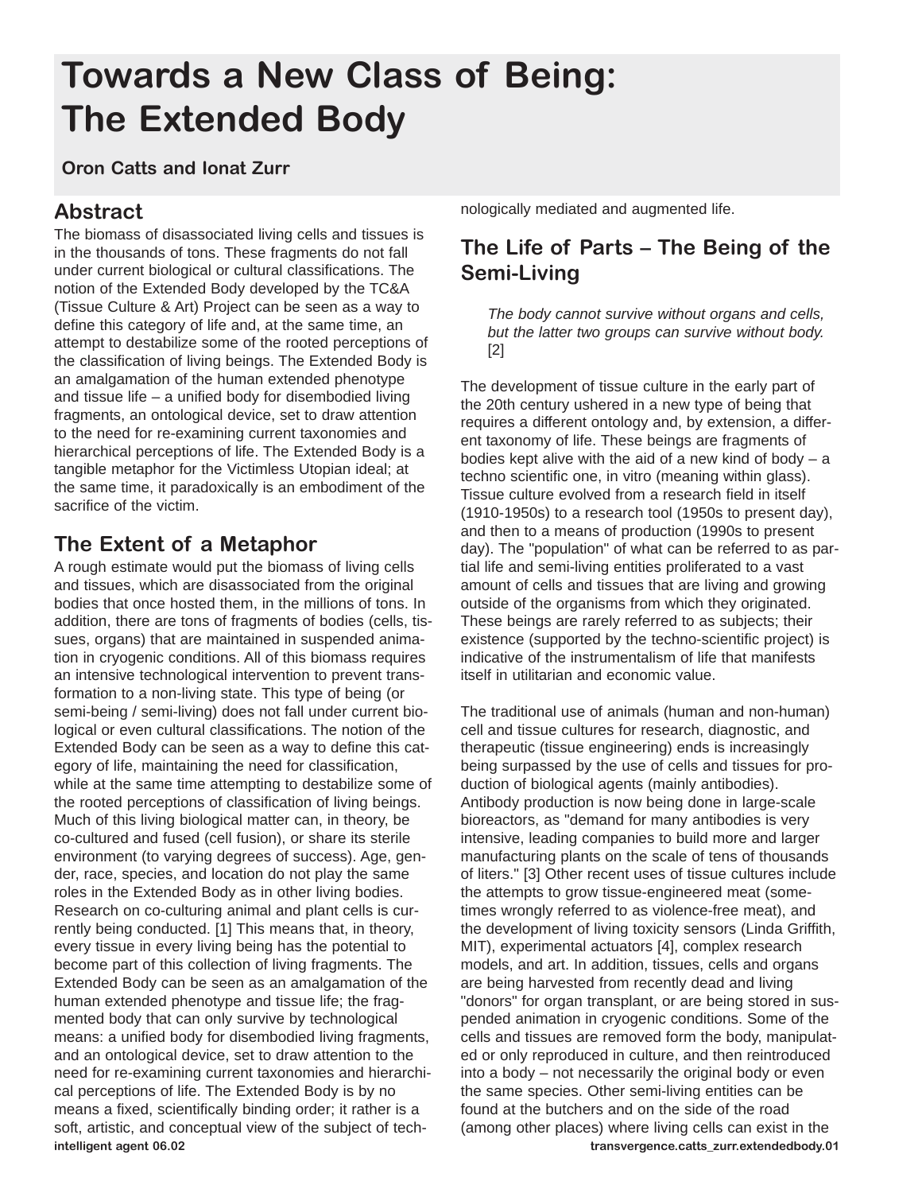# Towards a New Class of Being: The Extended Body

**Oron Catts and Ionat Zurr**

## Abstract

The biomass of disassociated living cells and tissues is in the thousands of tons. These fragments do not fall under current biological or cultural classifications. The notion of the Extended Body developed by the TC&A (Tissue Culture & Art) Project can be seen as a way to define this category of life and, at the same time, an attempt to destabilize some of the rooted perceptions of the classification of living beings. The Extended Body is an amalgamation of the human extended phenotype and tissue life – a unified body for disembodied living fragments, an ontological device, set to draw attention to the need for re-examining current taxonomies and hierarchical perceptions of life. The Extended Body is a tangible metaphor for the Victimless Utopian ideal; at the same time, it paradoxically is an embodiment of the sacrifice of the victim.

## The Extent of a Metaphor

A rough estimate would put the biomass of living cells and tissues, which are disassociated from the original bodies that once hosted them, in the millions of tons. In addition, there are tons of fragments of bodies (cells, tissues, organs) that are maintained in suspended animation in cryogenic conditions. All of this biomass requires an intensive technological intervention to prevent transformation to a non-living state. This type of being (or semi-being / semi-living) does not fall under current biological or even cultural classifications. The notion of the Extended Body can be seen as a way to define this category of life, maintaining the need for classification, while at the same time attempting to destabilize some of the rooted perceptions of classification of living beings. Much of this living biological matter can, in theory, be co-cultured and fused (cell fusion), or share its sterile environment (to varying degrees of success). Age, gender, race, species, and location do not play the same roles in the Extended Body as in other living bodies. Research on co-culturing animal and plant cells is currently being conducted. [1] This means that, in theory, every tissue in every living being has the potential to become part of this collection of living fragments. The Extended Body can be seen as an amalgamation of the human extended phenotype and tissue life; the fragmented body that can only survive by technological means: a unified body for disembodied living fragments, and an ontological device, set to draw attention to the need for re-examining current taxonomies and hierarchical perceptions of life. The Extended Body is by no means a fixed, scientifically binding order; it rather is a soft, artistic, and conceptual view of the subject of technologically mediated and augmented life.

## The Life of Parts – The Being of the Semi-Living

> *The body cannot survive without organs and cells, but the latter two groups can survive without body.* [2]

The development of tissue culture in the early part of the 20th century ushered in a new type of being that requires a different ontology and, by extension, a different taxonomy of life. These beings are fragments of bodies kept alive with the aid of a new kind of body – a techno scientific one, in vitro (meaning within glass). Tissue culture evolved from a research field in itself (1910-1950s) to a research tool (1950s to present day), and then to a means of production (1990s to present day). The "population" of what can be referred to as partial life and semi-living entities proliferated to a vast amount of cells and tissues that are living and growing outside of the organisms from which they originated. These beings are rarely referred to as subjects; their existence (supported by the techno-scientific project) is indicative of the instrumentalism of life that manifests itself in utilitarian and economic value.

The traditional use of animals (human and non-human) cell and tissue cultures for research, diagnostic, and therapeutic (tissue engineering) ends is increasingly being surpassed by the use of cells and tissues for production of biological agents (mainly antibodies). Antibody production is now being done in large-scale bioreactors, as "demand for many antibodies is very intensive, leading companies to build more and larger manufacturing plants on the scale of tens of thousands of liters." [3] Other recent uses of tissue cultures include the attempts to grow tissue-engineered meat (sometimes wrongly referred to as violence-free meat), and the development of living toxicity sensors (Linda Griffith, MIT), experimental actuators [4], complex research models, and art. In addition, tissues, cells and organs are being harvested from recently dead and living "donors" for organ transplant, or are being stored in suspended animation in cryogenic conditions. Some of the cells and tissues are removed form the body, manipulated or only reproduced in culture, and then reintroduced into a body – not necessarily the original body or even the same species. Other semi-living entities can be found at the butchers and on the side of the road (among other places) where living cells can exist in the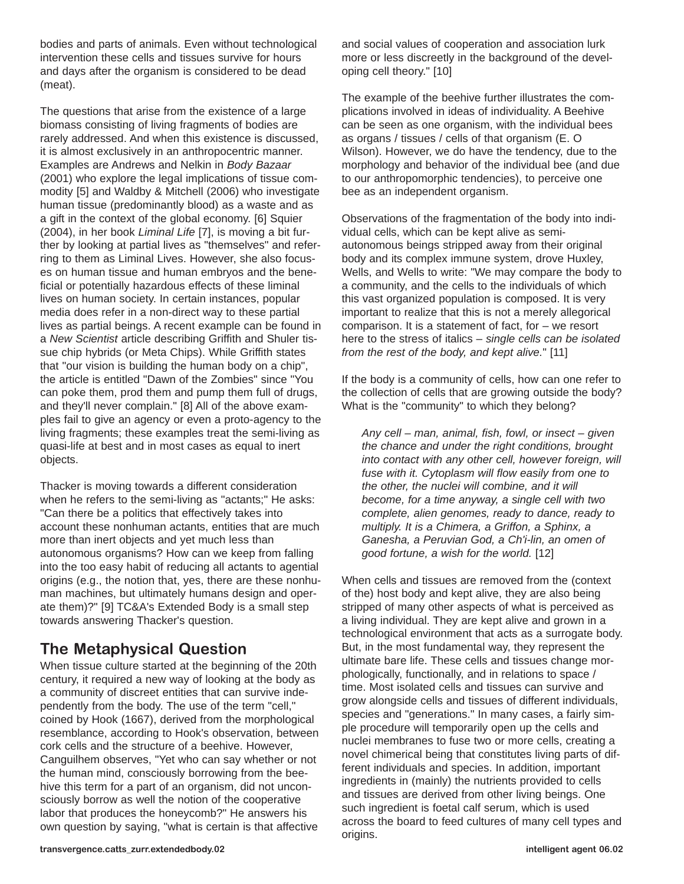bodies and parts of animals. Even without technological intervention these cells and tissues survive for hours and days after the organism is considered to be dead (meat).

The questions that arise from the existence of a large biomass consisting of living fragments of bodies are rarely addressed. And when this existence is discussed, it is almost exclusively in an anthropocentric manner. Examples are Andrews and Nelkin in *Body Bazaar* (2001) who explore the legal implications of tissue commodity [5] and Waldby & Mitchell (2006) who investigate human tissue (predominantly blood) as a waste and as a gift in the context of the global economy. [6] Squier (2004), in her book *Liminal Life* [7], is moving a bit further by looking at partial lives as "themselves" and referring to them as Liminal Lives. However, she also focuses on human tissue and human embryos and the beneficial or potentially hazardous effects of these liminal lives on human society. In certain instances, popular media does refer in a non-direct way to these partial lives as partial beings. A recent example can be found in a *New Scientist* article describing Griffith and Shuler tissue chip hybrids (or Meta Chips). While Griffith states that "our vision is building the human body on a chip", the article is entitled "Dawn of the Zombies" since "You can poke them, prod them and pump them full of drugs, and they'll never complain." [8] All of the above examples fail to give an agency or even a proto-agency to the living fragments; these examples treat the semi-living as quasi-life at best and in most cases as equal to inert objects.

Thacker is moving towards a different consideration when he refers to the semi-living as "actants;" He asks: "Can there be a politics that effectively takes into account these nonhuman actants, entities that are much more than inert objects and yet much less than autonomous organisms? How can we keep from falling into the too easy habit of reducing all actants to agential origins (e.g., the notion that, yes, there are these nonhuman machines, but ultimately humans design and operate them)?" [9] TC&A's Extended Body is a small step towards answering Thacker's question.

## The Metaphysical Question

When tissue culture started at the beginning of the 20th century, it required a new way of looking at the body as a community of discreet entities that can survive independently from the body. The use of the term "cell," coined by Hook (1667), derived from the morphological resemblance, according to Hook's observation, between cork cells and the structure of a beehive. However, Canguilhem observes, "Yet who can say whether or not the human mind, consciously borrowing from the beehive this term for a part of an organism, did not unconsciously borrow as well the notion of the cooperative labor that produces the honeycomb?" He answers his own question by saying, "what is certain is that affective and social values of cooperation and association lurk more or less discreetly in the background of the developing cell theory." [10]

The example of the beehive further illustrates the complications involved in ideas of individuality. A Beehive can be seen as one organism, with the individual bees as organs / tissues / cells of that organism (E. O Wilson). However, we do have the tendency, due to the morphology and behavior of the individual bee (and due to our anthropomorphic tendencies), to perceive one bee as an independent organism.

Observations of the fragmentation of the body into individual cells, which can be kept alive as semi-autonomous beings stripped away from their original body and its complex immune system, drove Huxley, Wells, and Wells to write: "We may compare the body to a community, and the cells to the individuals of which this vast organized population is composed. It is very important to realize that this is not a merely allegorical comparison. It is a statement of fact, for – we resort here to the stress of italics – *single cells can be isolated from the rest of the body, and kept alive.*" [11]

If the body is a community of cells, how can one refer to the collection of cells that are growing outside the body? What is the "community" to which they belong?

> *Any cell – man, animal, fish, fowl, or insect – given the chance and under the right conditions, brought into contact with any other cell, however foreign, will fuse with it. Cytoplasm will flow easily from one to the other, the nuclei will combine, and it will become, for a time anyway, a single cell with two complete, alien genomes, ready to dance, ready to multiply. It is a Chimera, a Griffon, a Sphinx, a Ganesha, a Peruvian God, a Ch'i-lin, an omen of good fortune, a wish for the world.* [12]

When cells and tissues are removed from the (context of the) host body and kept alive, they are also being stripped of many other aspects of what is perceived as a living individual. They are kept alive and grown in a technological environment that acts as a surrogate body. But, in the most fundamental way, they represent the ultimate bare life. These cells and tissues change morphologically, functionally, and in relations to space / time. Most isolated cells and tissues can survive and grow alongside cells and tissues of different individuals, species and "generations." In many cases, a fairly simple procedure will temporarily open up the cells and nuclei membranes to fuse two or more cells, creating a novel chimerical being that constitutes living parts of different individuals and species. In addition, important ingredients in (mainly) the nutrients provided to cells and tissues are derived from other living beings. One such ingredient is foetal calf serum, which is used across the board to feed cultures of many cell types and origins.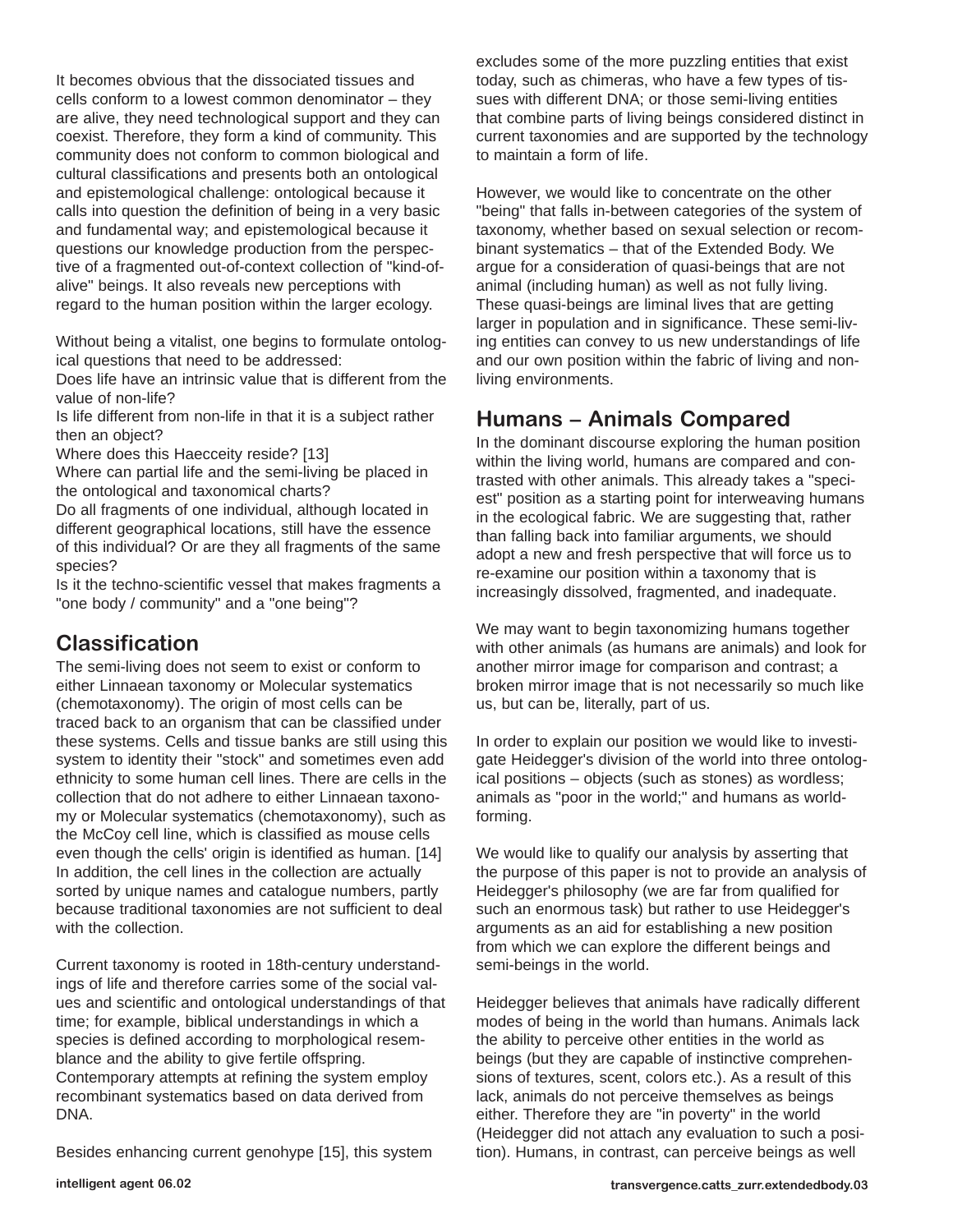It becomes obvious that the dissociated tissues and cells conform to a lowest common denominator – they are alive, they need technological support and they can coexist. Therefore, they form a kind of community. This community does not conform to common biological and cultural classifications and presents both an ontological and epistemological challenge: ontological because it calls into question the definition of being in a very basic and fundamental way; and epistemological because it questions our knowledge production from the perspective of a fragmented out-of-context collection of "kind-of-alive" beings. It also reveals new perceptions with regard to the human position within the larger ecology.

Without being a vitalist, one begins to formulate ontological questions that need to be addressed:
Does life have an intrinsic value that is different from the value of non-life?
Is life different from non-life in that it is a subject rather then an object?
Where does this Haecceity reside? [13]
Where can partial life and the semi-living be placed in the ontological and taxonomical charts?
Do all fragments of one individual, although located in different geographical locations, still have the essence of this individual? Or are they all fragments of the same species?
Is it the techno-scientific vessel that makes fragments a "one body / community" and a "one being"?

## Classification

The semi-living does not seem to exist or conform to either Linnaean taxonomy or Molecular systematics (chemotaxonomy). The origin of most cells can be traced back to an organism that can be classified under these systems. Cells and tissue banks are still using this system to identity their "stock" and sometimes even add ethnicity to some human cell lines. There are cells in the collection that do not adhere to either Linnaean taxonomy or Molecular systematics (chemotaxonomy), such as the McCoy cell line, which is classified as mouse cells even though the cells' origin is identified as human. [14] In addition, the cell lines in the collection are actually sorted by unique names and catalogue numbers, partly because traditional taxonomies are not sufficient to deal with the collection.

Current taxonomy is rooted in 18th-century understandings of life and therefore carries some of the social values and scientific and ontological understandings of that time; for example, biblical understandings in which a species is defined according to morphological resemblance and the ability to give fertile offspring. Contemporary attempts at refining the system employ recombinant systematics based on data derived from DNA.

Besides enhancing current genohype [15], this system excludes some of the more puzzling entities that exist today, such as chimeras, who have a few types of tissues with different DNA; or those semi-living entities that combine parts of living beings considered distinct in current taxonomies and are supported by the technology to maintain a form of life.

However, we would like to concentrate on the other "being" that falls in-between categories of the system of taxonomy, whether based on sexual selection or recombinant systematics – that of the Extended Body. We argue for a consideration of quasi-beings that are not animal (including human) as well as not fully living. These quasi-beings are liminal lives that are getting larger in population and in significance. These semi-living entities can convey to us new understandings of life and our own position within the fabric of living and non-living environments.

## Humans – Animals Compared

In the dominant discourse exploring the human position within the living world, humans are compared and contrasted with other animals. This already takes a "speciest" position as a starting point for interweaving humans in the ecological fabric. We are suggesting that, rather than falling back into familiar arguments, we should adopt a new and fresh perspective that will force us to re-examine our position within a taxonomy that is increasingly dissolved, fragmented, and inadequate.

We may want to begin taxonomizing humans together with other animals (as humans are animals) and look for another mirror image for comparison and contrast; a broken mirror image that is not necessarily so much like us, but can be, literally, part of us.

In order to explain our position we would like to investigate Heidegger's division of the world into three ontological positions – objects (such as stones) as wordless; animals as "poor in the world;" and humans as world-forming.

We would like to qualify our analysis by asserting that the purpose of this paper is not to provide an analysis of Heidegger's philosophy (we are far from qualified for such an enormous task) but rather to use Heidegger's arguments as an aid for establishing a new position from which we can explore the different beings and semi-beings in the world.

Heidegger believes that animals have radically different modes of being in the world than humans. Animals lack the ability to perceive other entities in the world as beings (but they are capable of instinctive comprehensions of textures, scent, colors etc.). As a result of this lack, animals do not perceive themselves as beings either. Therefore they are "in poverty" in the world (Heidegger did not attach any evaluation to such a position). Humans, in contrast, can perceive beings as well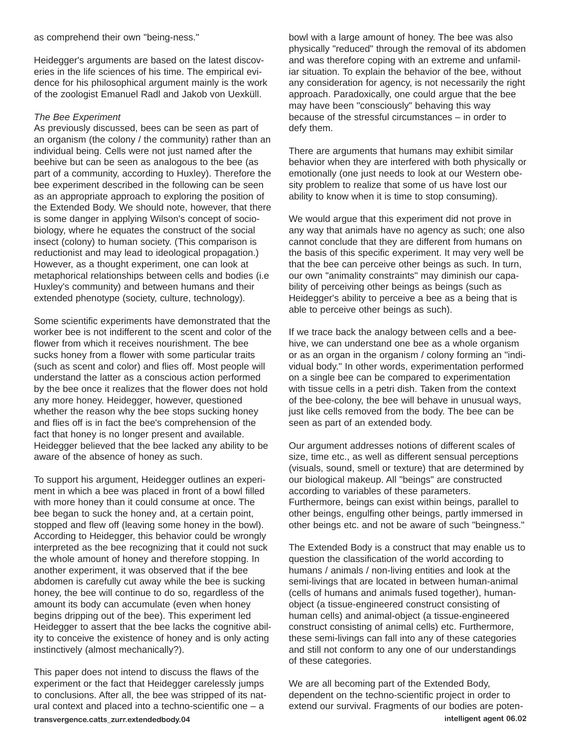as comprehend their own "being-ness."

Heidegger's arguments are based on the latest discoveries in the life sciences of his time. The empirical evidence for his philosophical argument mainly is the work of the zoologist Emanuel Radl and Jakob von Uexküll.

*The Bee Experiment*

As previously discussed, bees can be seen as part of an organism (the colony / the community) rather than an individual being. Cells were not just named after the beehive but can be seen as analogous to the bee (as part of a community, according to Huxley). Therefore the bee experiment described in the following can be seen as an appropriate approach to exploring the position of the Extended Body. We should note, however, that there is some danger in applying Wilson's concept of sociobiology, where he equates the construct of the social insect (colony) to human society. (This comparison is reductionist and may lead to ideological propagation.) However, as a thought experiment, one can look at metaphorical relationships between cells and bodies (i.e Huxley's community) and between humans and their extended phenotype (society, culture, technology).

Some scientific experiments have demonstrated that the worker bee is not indifferent to the scent and color of the flower from which it receives nourishment. The bee sucks honey from a flower with some particular traits (such as scent and color) and flies off. Most people will understand the latter as a conscious action performed by the bee once it realizes that the flower does not hold any more honey. Heidegger, however, questioned whether the reason why the bee stops sucking honey and flies off is in fact the bee's comprehension of the fact that honey is no longer present and available. Heidegger believed that the bee lacked any ability to be aware of the absence of honey as such.

To support his argument, Heidegger outlines an experiment in which a bee was placed in front of a bowl filled with more honey than it could consume at once. The bee began to suck the honey and, at a certain point, stopped and flew off (leaving some honey in the bowl). According to Heidegger, this behavior could be wrongly interpreted as the bee recognizing that it could not suck the whole amount of honey and therefore stopping. In another experiment, it was observed that if the bee abdomen is carefully cut away while the bee is sucking honey, the bee will continue to do so, regardless of the amount its body can accumulate (even when honey begins dripping out of the bee). This experiment led Heidegger to assert that the bee lacks the cognitive ability to conceive the existence of honey and is only acting instinctively (almost mechanically?).

This paper does not intend to discuss the flaws of the experiment or the fact that Heidegger carelessly jumps to conclusions. After all, the bee was stripped of its natural context and placed into a techno-scientific one – a bowl with a large amount of honey. The bee was also physically "reduced" through the removal of its abdomen and was therefore coping with an extreme and unfamiliar situation. To explain the behavior of the bee, without any consideration for agency, is not necessarily the right approach. Paradoxically, one could argue that the bee may have been "consciously" behaving this way because of the stressful circumstances – in order to defy them.

There are arguments that humans may exhibit similar behavior when they are interfered with both physically or emotionally (one just needs to look at our Western obesity problem to realize that some of us have lost our ability to know when it is time to stop consuming).

We would argue that this experiment did not prove in any way that animals have no agency as such; one also cannot conclude that they are different from humans on the basis of this specific experiment. It may very well be that the bee can perceive other beings as such. In turn, our own "animality constraints" may diminish our capability of perceiving other beings as beings (such as Heidegger's ability to perceive a bee as a being that is able to perceive other beings as such).

If we trace back the analogy between cells and a beehive, we can understand one bee as a whole organism or as an organ in the organism / colony forming an "individual body." In other words, experimentation performed on a single bee can be compared to experimentation with tissue cells in a petri dish. Taken from the context of the bee-colony, the bee will behave in unusual ways, just like cells removed from the body. The bee can be seen as part of an extended body.

Our argument addresses notions of different scales of size, time etc., as well as different sensual perceptions (visuals, sound, smell or texture) that are determined by our biological makeup. All "beings" are constructed according to variables of these parameters. Furthermore, beings can exist within beings, parallel to other beings, engulfing other beings, partly immersed in other beings etc. and not be aware of such "beingness."

The Extended Body is a construct that may enable us to question the classification of the world according to humans / animals / non-living entities and look at the semi-livings that are located in between human-animal (cells of humans and animals fused together), human-object (a tissue-engineered construct consisting of human cells) and animal-object (a tissue-engineered construct consisting of animal cells) etc. Furthermore, these semi-livings can fall into any of these categories and still not conform to any one of our understandings of these categories.

We are all becoming part of the Extended Body, dependent on the techno-scientific project in order to extend our survival. Fragments of our bodies are poten-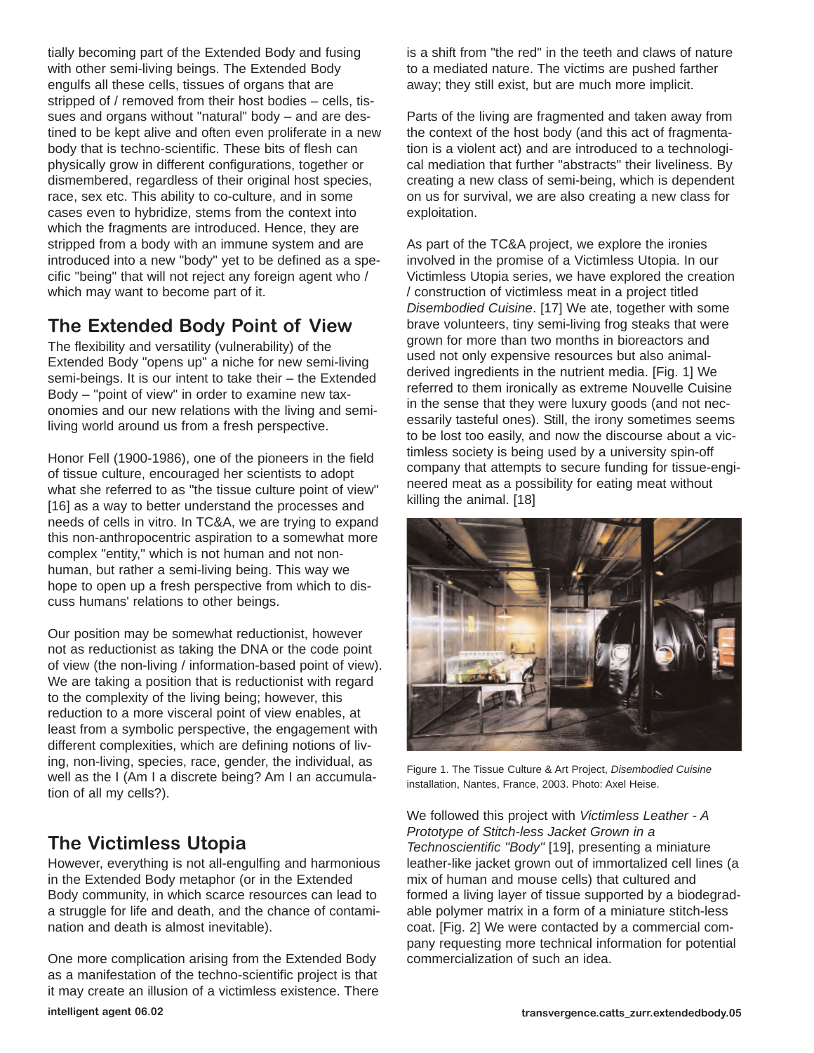tially becoming part of the Extended Body and fusing with other semi-living beings. The Extended Body engulfs all these cells, tissues of organs that are stripped of / removed from their host bodies – cells, tissues and organs without "natural" body – and are destined to be kept alive and often even proliferate in a new body that is techno-scientific. These bits of flesh can physically grow in different configurations, together or dismembered, regardless of their original host species, race, sex etc. This ability to co-culture, and in some cases even to hybridize, stems from the context into which the fragments are introduced. Hence, they are stripped from a body with an immune system and are introduced into a new "body" yet to be defined as a specific "being" that will not reject any foreign agent who / which may want to become part of it.

## The Extended Body Point of View

The flexibility and versatility (vulnerability) of the Extended Body "opens up" a niche for new semi-living semi-beings. It is our intent to take their – the Extended Body – "point of view" in order to examine new taxonomies and our new relations with the living and semi-living world around us from a fresh perspective.

Honor Fell (1900-1986), one of the pioneers in the field of tissue culture, encouraged her scientists to adopt what she referred to as "the tissue culture point of view" [16] as a way to better understand the processes and needs of cells in vitro. In TC&A, we are trying to expand this non-anthropocentric aspiration to a somewhat more complex "entity," which is not human and not non-human, but rather a semi-living being. This way we hope to open up a fresh perspective from which to discuss humans' relations to other beings.

Our position may be somewhat reductionist, however not as reductionist as taking the DNA or the code point of view (the non-living / information-based point of view). We are taking a position that is reductionist with regard to the complexity of the living being; however, this reduction to a more visceral point of view enables, at least from a symbolic perspective, the engagement with different complexities, which are defining notions of living, non-living, species, race, gender, the individual, as well as the I (Am I a discrete being? Am I an accumulation of all my cells?).

## The Victimless Utopia

However, everything is not all-engulfing and harmonious in the Extended Body metaphor (or in the Extended Body community, in which scarce resources can lead to a struggle for life and death, and the chance of contamination and death is almost inevitable).

One more complication arising from the Extended Body as a manifestation of the techno-scientific project is that it may create an illusion of a victimless existence. There is a shift from "the red" in the teeth and claws of nature to a mediated nature. The victims are pushed farther away; they still exist, but are much more implicit.

Parts of the living are fragmented and taken away from the context of the host body (and this act of fragmentation is a violent act) and are introduced to a technological mediation that further "abstracts" their liveliness. By creating a new class of semi-being, which is dependent on us for survival, we are also creating a new class for exploitation.

As part of the TC&A project, we explore the ironies involved in the promise of a Victimless Utopia. In our Victimless Utopia series, we have explored the creation / construction of victimless meat in a project titled *Disembodied Cuisine*. [17] We ate, together with some brave volunteers, tiny semi-living frog steaks that were grown for more than two months in bioreactors and used not only expensive resources but also animal-derived ingredients in the nutrient media. [Fig. 1] We referred to them ironically as extreme Nouvelle Cuisine in the sense that they were luxury goods (and not necessarily tasteful ones). Still, the irony sometimes seems to be lost too easily, and now the discourse about a victimless society is being used by a university spin-off company that attempts to secure funding for tissue-engineered meat as a possibility for eating meat without killing the animal. [18]

Figure 1. The Tissue Culture & Art Project, *Disembodied Cuisine* installation, Nantes, France, 2003. Photo: Axel Heise.

We followed this project with *Victimless Leather - A Prototype of Stitch-less Jacket Grown in a Technoscientific "Body"* [19], presenting a miniature leather-like jacket grown out of immortalized cell lines (a mix of human and mouse cells) that cultured and formed a living layer of tissue supported by a biodegradable polymer matrix in a form of a miniature stitch-less coat. [Fig. 2] We were contacted by a commercial company requesting more technical information for potential commercialization of such an idea.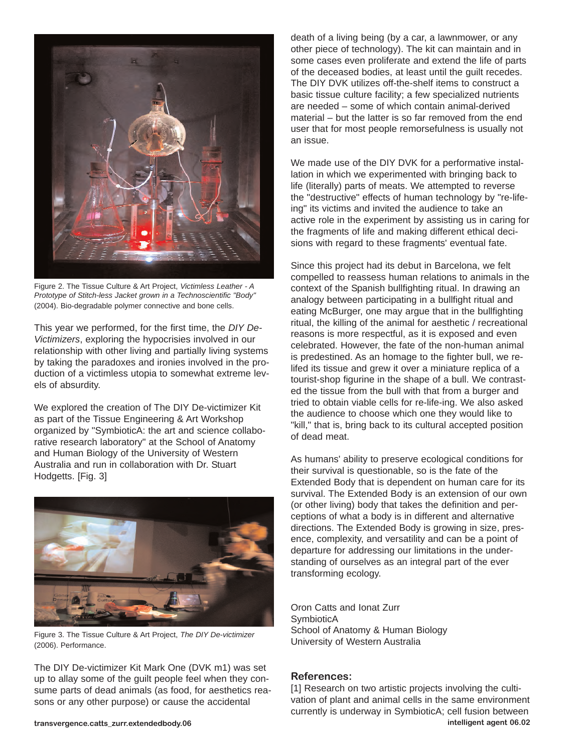Figure 2. The Tissue Culture & Art Project, *Victimless Leather - A Prototype of Stitch-less Jacket grown in a Technoscientific "Body"* (2004). Bio-degradable polymer connective and bone cells.

This year we performed, for the first time, the *DIY De-Victimizers*, exploring the hypocrisies involved in our relationship with other living and partially living systems by taking the paradoxes and ironies involved in the production of a victimless utopia to somewhat extreme levels of absurdity.

We explored the creation of The DIY De-victimizer Kit as part of the Tissue Engineering & Art Workshop organized by "SymbioticA: the art and science collaborative research laboratory" at the School of Anatomy and Human Biology of the University of Western Australia and run in collaboration with Dr. Stuart Hodgetts. [Fig. 3]

Figure 3. The Tissue Culture & Art Project, *The DIY De-victimizer* (2006). Performance.

The DIY De-victimizer Kit Mark One (DVK m1) was set up to allay some of the guilt people feel when they consume parts of dead animals (as food, for aesthetics reasons or any other purpose) or cause the accidental death of a living being (by a car, a lawnmower, or any other piece of technology). The kit can maintain and in some cases even proliferate and extend the life of parts of the deceased bodies, at least until the guilt recedes. The DIY DVK utilizes off-the-shelf items to construct a basic tissue culture facility; a few specialized nutrients are needed – some of which contain animal-derived material – but the latter is so far removed from the end user that for most people remorsefulness is usually not an issue.

We made use of the DIY DVK for a performative installation in which we experimented with bringing back to life (literally) parts of meats. We attempted to reverse the "destructive" effects of human technology by "re-life-ing" its victims and invited the audience to take an active role in the experiment by assisting us in caring for the fragments of life and making different ethical decisions with regard to these fragments' eventual fate.

Since this project had its debut in Barcelona, we felt compelled to reassess human relations to animals in the context of the Spanish bullfighting ritual. In drawing an analogy between participating in a bullfight ritual and eating McBurger, one may argue that in the bullfighting ritual, the killing of the animal for aesthetic / recreational reasons is more respectful, as it is exposed and even celebrated. However, the fate of the non-human animal is predestined. As an homage to the fighter bull, we re-lifed its tissue and grew it over a miniature replica of a tourist-shop figurine in the shape of a bull. We contrasted the tissue from the bull with that from a burger and tried to obtain viable cells for re-life-ing. We also asked the audience to choose which one they would like to "kill," that is, bring back to its cultural accepted position of dead meat.

As humans' ability to preserve ecological conditions for their survival is questionable, so is the fate of the Extended Body that is dependent on human care for its survival. The Extended Body is an extension of our own (or other living) body that takes the definition and perceptions of what a body is in different and alternative directions. The Extended Body is growing in size, presence, complexity, and versatility and can be a point of departure for addressing our limitations in the understanding of ourselves as an integral part of the ever transforming ecology.

Oron Catts and Ionat Zurr
SymbioticA
School of Anatomy & Human Biology
University of Western Australia

## References:

[1] Research on two artistic projects involving the cultivation of plant and animal cells in the same environment currently is underway in SymbioticA; cell fusion between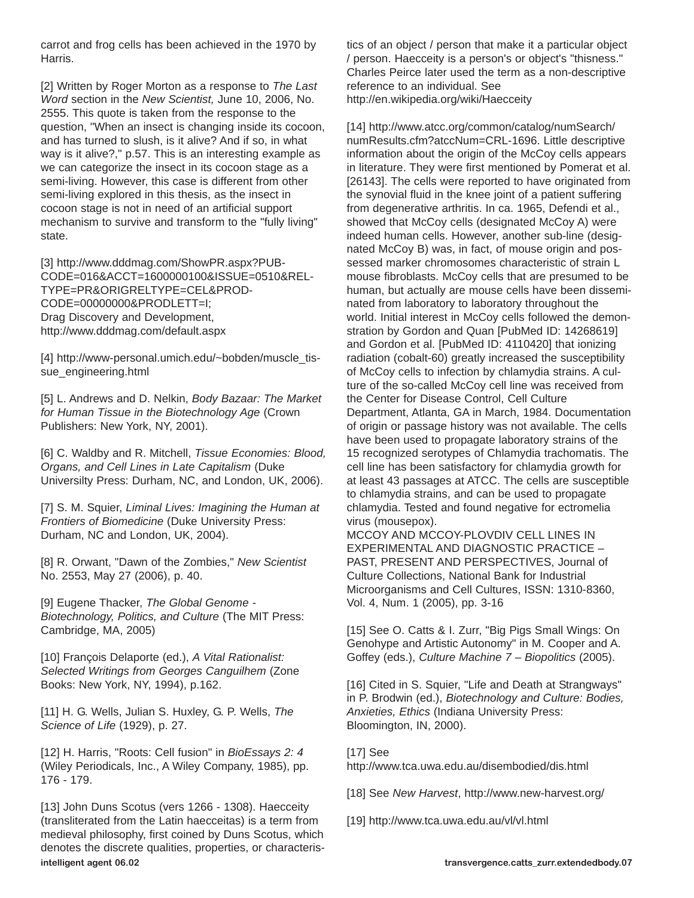carrot and frog cells has been achieved in the 1970 by Harris.

[2] Written by Roger Morton as a response to *The Last Word* section in the *New Scientist,* June 10, 2006, No. 2555. This quote is taken from the response to the question, "When an insect is changing inside its cocoon, and has turned to slush, is it alive? And if so, in what way is it alive?," p.57. This is an interesting example as we can categorize the insect in its cocoon stage as a semi-living. However, this case is different from other semi-living explored in this thesis, as the insect in cocoon stage is not in need of an artificial support mechanism to survive and transform to the "fully living" state.

[3] http://www.dddmag.com/ShowPR.aspx?PUBCODE=016&ACCT=1600000100&ISSUE=0510&RELTYPE=PR&ORIGRELTYPE=CEL&PRODCODE=00000000&PRODLETT=I;
Drag Discovery and Development, http://www.dddmag.com/default.aspx

[4] http://www-personal.umich.edu/~bobden/muscle_tissue_engineering.html

[5] L. Andrews and D. Nelkin, *Body Bazaar: The Market for Human Tissue in the Biotechnology Age* (Crown Publishers: New York, NY, 2001).

[6] C. Waldby and R. Mitchell, *Tissue Economies: Blood, Organs, and Cell Lines in Late Capitalism* (Duke Universilty Press: Durham, NC, and London, UK, 2006).

[7] S. M. Squier, *Liminal Lives: Imagining the Human at Frontiers of Biomedicine* (Duke University Press: Durham, NC and London, UK, 2004).

[8] R. Orwant, "Dawn of the Zombies," *New Scientist* No. 2553, May 27 (2006), p. 40.

[9] Eugene Thacker, *The Global Genome - Biotechnology, Politics, and Culture* (The MIT Press: Cambridge, MA, 2005)

[10] François Delaporte (ed.), *A Vital Rationalist: Selected Writings from Georges Canguilhem* (Zone Books: New York, NY, 1994), p.162.

[11] H. G. Wells, Julian S. Huxley, G. P. Wells, *The Science of Life* (1929), p. 27.

[12] H. Harris, "Roots: Cell fusion" in *BioEssays 2: 4* (Wiley Periodicals, Inc., A Wiley Company, 1985), pp. 176 - 179.

[13] John Duns Scotus (vers 1266 - 1308). Haecceity (transliterated from the Latin haecceitas) is a term from medieval philosophy, first coined by Duns Scotus, which denotes the discrete qualities, properties, or characteristics of an object / person that make it a particular object / person. Haecceity is a person's or object's "thisness." Charles Peirce later used the term as a non-descriptive reference to an individual. See http://en.wikipedia.org/wiki/Haecceity

[14] http://www.atcc.org/common/catalog/numSearch/numResults.cfm?atccNum=CRL-1696. Little descriptive information about the origin of the McCoy cells appears in literature. They were first mentioned by Pomerat et al. [26143]. The cells were reported to have originated from the synovial fluid in the knee joint of a patient suffering from degenerative arthritis. In ca. 1965, Defendi et al., showed that McCoy cells (designated McCoy A) were indeed human cells. However, another sub-line (designated McCoy B) was, in fact, of mouse origin and possessed marker chromosomes characteristic of strain L mouse fibroblasts. McCoy cells that are presumed to be human, but actually are mouse cells have been disseminated from laboratory to laboratory throughout the world. Initial interest in McCoy cells followed the demonstration by Gordon and Quan [PubMed ID: 14268619] and Gordon et al. [PubMed ID: 4110420] that ionizing radiation (cobalt-60) greatly increased the susceptibility of McCoy cells to infection by chlamydia strains. A culture of the so-called McCoy cell line was received from the Center for Disease Control, Cell Culture Department, Atlanta, GA in March, 1984. Documentation of origin or passage history was not available. The cells have been used to propagate laboratory strains of the 15 recognized serotypes of Chlamydia trachomatis. The cell line has been satisfactory for chlamydia growth for at least 43 passages at ATCC. The cells are susceptible to chlamydia strains, and can be used to propagate chlamydia. Tested and found negative for ectromelia virus (mousepox).
MCCOY AND MCCOY-PLOVDIV CELL LINES IN EXPERIMENTAL AND DIAGNOSTIC PRACTICE – PAST, PRESENT AND PERSPECTIVES, Journal of Culture Collections, National Bank for Industrial Microorganisms and Cell Cultures, ISSN: 1310-8360, Vol. 4, Num. 1 (2005), pp. 3-16

[15] See O. Catts & I. Zurr, "Big Pigs Small Wings: On Genohype and Artistic Autonomy" in M. Cooper and A. Goffey (eds.), *Culture Machine 7 – Biopolitics* (2005).

[16] Cited in S. Squier, "Life and Death at Strangways" in P. Brodwin (ed.), *Biotechnology and Culture: Bodies, Anxieties, Ethics* (Indiana University Press: Bloomington, IN, 2000).

[17] See http://www.tca.uwa.edu.au/disembodied/dis.html

[18] See *New Harvest*, http://www.new-harvest.org/

[19] http://www.tca.uwa.edu.au/vl/vl.html